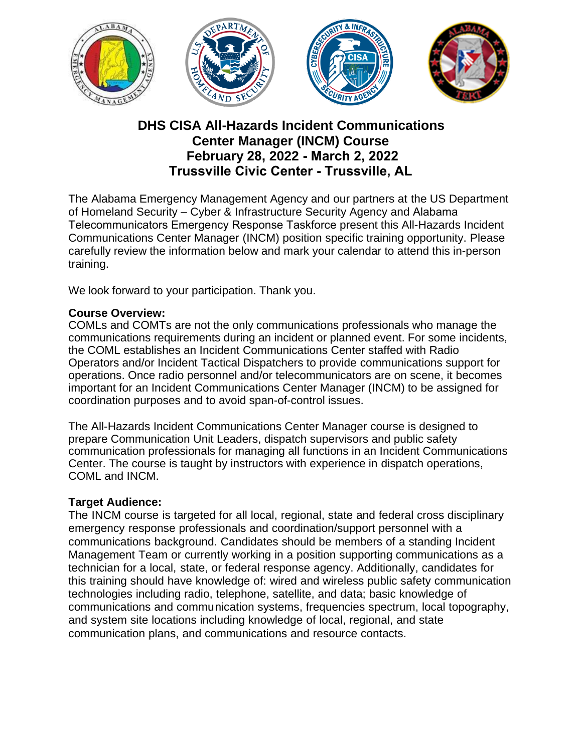# DHS CISA All-Hazards Incident Communications Center Manager (INCM) Course
# February 28, 2022 - March 2, 2022
# Trussville Civic Center - Trussville, AL

The Alabama Emergency Management Agency and our partners at the US Department of Homeland Security – Cyber & Infrastructure Security Agency and Alabama Telecommunicators Emergency Response Taskforce present this All-Hazards Incident Communications Center Manager (INCM) position specific training opportunity. Please carefully review the information below and mark your calendar to attend this in-person training.

We look forward to your participation. Thank you.

**Course Overview:**
COMLs and COMTs are not the only communications professionals who manage the communications requirements during an incident or planned event. For some incidents, the COML establishes an Incident Communications Center staffed with Radio Operators and/or Incident Tactical Dispatchers to provide communications support for operations. Once radio personnel and/or telecommunicators are on scene, it becomes important for an Incident Communications Center Manager (INCM) to be assigned for coordination purposes and to avoid span-of-control issues.

The All-Hazards Incident Communications Center Manager course is designed to prepare Communication Unit Leaders, dispatch supervisors and public safety communication professionals for managing all functions in an Incident Communications Center. The course is taught by instructors with experience in dispatch operations, COML and INCM.

**Target Audience:**
The INCM course is targeted for all local, regional, state and federal cross disciplinary emergency response professionals and coordination/support personnel with a communications background. Candidates should be members of a standing Incident Management Team or currently working in a position supporting communications as a technician for a local, state, or federal response agency. Additionally, candidates for this training should have knowledge of: wired and wireless public safety communication technologies including radio, telephone, satellite, and data; basic knowledge of communications and communication systems, frequencies spectrum, local topography, and system site locations including knowledge of local, regional, and state communication plans, and communications and resource contacts.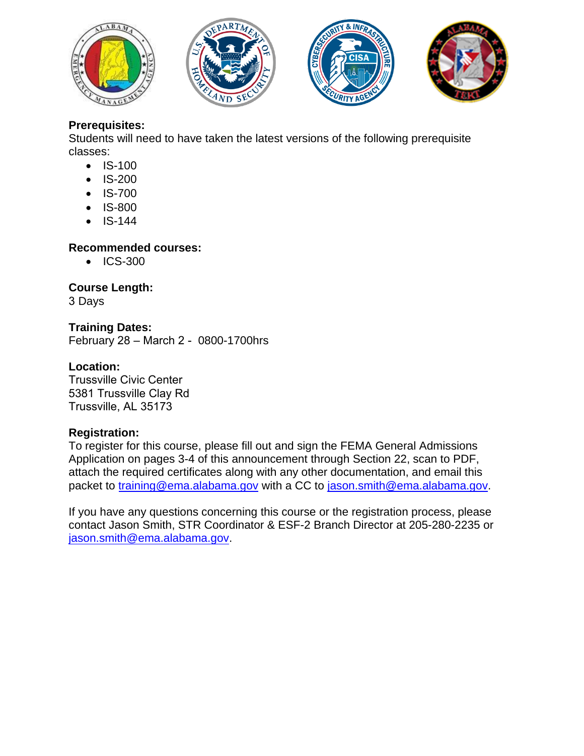**Prerequisites:**
Students will need to have taken the latest versions of the following prerequisite classes:

- IS-100
- IS-200
- IS-700
- IS-800
- IS-144

**Recommended courses:**

- ICS-300

**Course Length:**
3 Days

**Training Dates:**
February 28 – March 2 - 0800-1700hrs

**Location:**
Trussville Civic Center
5381 Trussville Clay Rd
Trussville, AL 35173

**Registration:**
To register for this course, please fill out and sign the FEMA General Admissions Application on pages 3-4 of this announcement through Section 22, scan to PDF, attach the required certificates along with any other documentation, and email this packet to training@ema.alabama.gov with a CC to jason.smith@ema.alabama.gov.

If you have any questions concerning this course or the registration process, please contact Jason Smith, STR Coordinator & ESF-2 Branch Director at 205-280-2235 or jason.smith@ema.alabama.gov.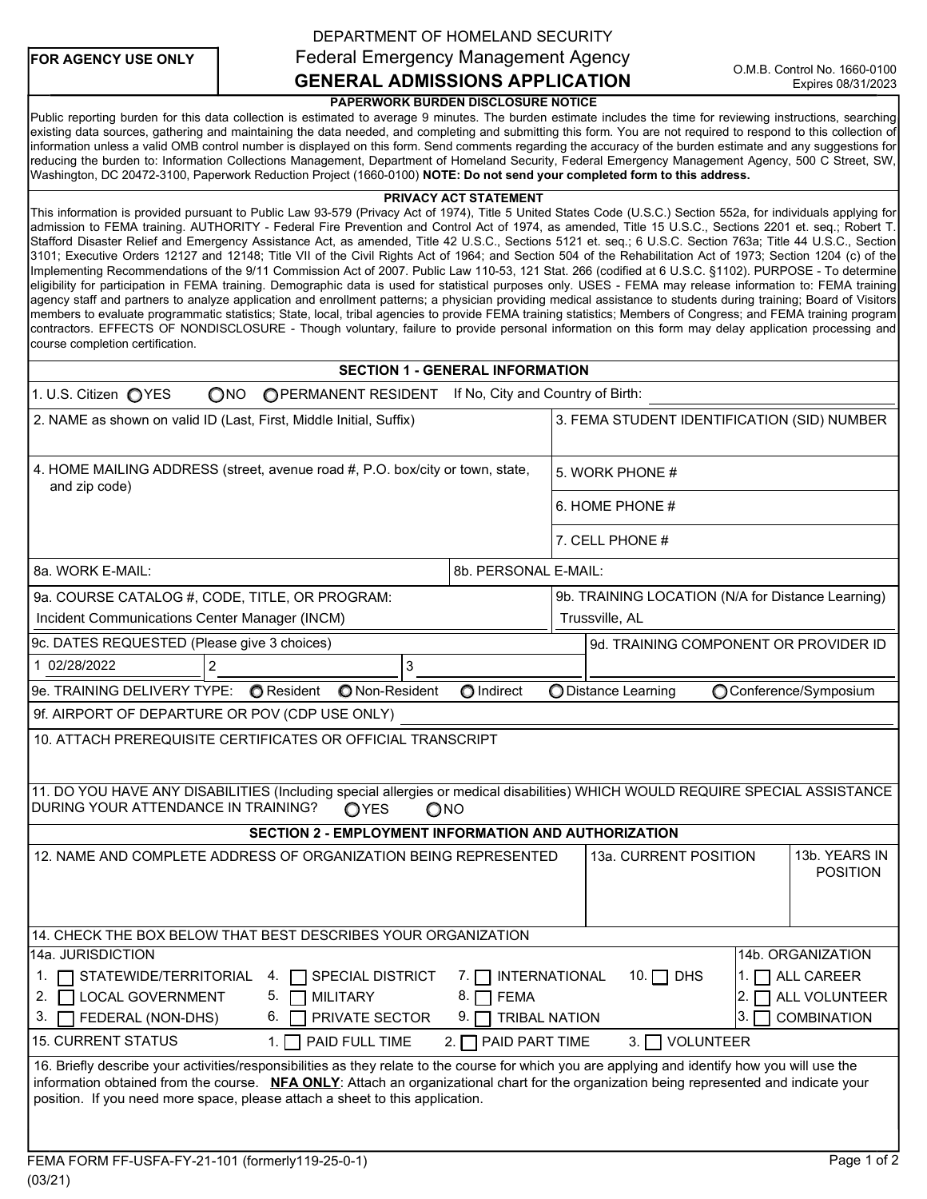**FOR AGENCY USE ONLY**

DEPARTMENT OF HOMELAND SECURITY

Federal Emergency Management Agency

# GENERAL ADMISSIONS APPLICATION

O.M.B. Control No. 1660-0100
Expires 08/31/2023

### PAPERWORK BURDEN DISCLOSURE NOTICE

Public reporting burden for this data collection is estimated to average 9 minutes. The burden estimate includes the time for reviewing instructions, searching existing data sources, gathering and maintaining the data needed, and completing and submitting this form. You are not required to respond to this collection of information unless a valid OMB control number is displayed on this form. Send comments regarding the accuracy of the burden estimate and any suggestions for reducing the burden to: Information Collections Management, Department of Homeland Security, Federal Emergency Management Agency, 500 C Street, SW, Washington, DC 20472-3100, Paperwork Reduction Project (1660-0100) **NOTE: Do not send your completed form to this address.**

### PRIVACY ACT STATEMENT

This information is provided pursuant to Public Law 93-579 (Privacy Act of 1974), Title 5 United States Code (U.S.C.) Section 552a, for individuals applying for admission to FEMA training. AUTHORITY - Federal Fire Prevention and Control Act of 1974, as amended, Title 15 U.S.C., Sections 2201 et. seq.; Robert T. Stafford Disaster Relief and Emergency Assistance Act, as amended, Title 42 U.S.C., Sections 5121 et. seq.; 6 U.S.C. Section 763a; Title 44 U.S.C., Section 3101; Executive Orders 12127 and 12148; Title VII of the Civil Rights Act of 1964; and Section 504 of the Rehabilitation Act of 1973; Section 1204 (c) of the Implementing Recommendations of the 9/11 Commission Act of 2007. Public Law 110-53, 121 Stat. 266 (codified at 6 U.S.C. §1102). PURPOSE - To determine eligibility for participation in FEMA training. Demographic data is used for statistical purposes only. USES - FEMA may release information to: FEMA training agency staff and partners to analyze application and enrollment patterns; a physician providing medical assistance to students during training; Board of Visitors members to evaluate programmatic statistics; State, local, tribal agencies to provide FEMA training statistics; Members of Congress; and FEMA training program contractors. EFFECTS OF NONDISCLOSURE - Though voluntary, failure to provide personal information on this form may delay application processing and course completion certification.

## SECTION 1 - GENERAL INFORMATION

1. U.S. Citizen ○ YES ○ NO ○ PERMANENT RESIDENT If No, City and Country of Birth: ____________

| 2. NAME as shown on valid ID (Last, First, Middle Initial, Suffix) | 3. FEMA STUDENT IDENTIFICATION (SID) NUMBER |
|---|---|
| 4. HOME MAILING ADDRESS (street, avenue road #, P.O. box/city or town, state, and zip code) | 5. WORK PHONE # |
| | 6. HOME PHONE # |
| | 7. CELL PHONE # |
| 8a. WORK E-MAIL: | 8b. PERSONAL E-MAIL: |
| 9a. COURSE CATALOG #, CODE, TITLE, OR PROGRAM: Incident Communications Center Manager (INCM) | 9b. TRAINING LOCATION (N/A for Distance Learning) Trussville, AL |

9c. DATES REQUESTED (Please give 3 choices)

1 02/28/2022 2 ________ 3 ________

9d. TRAINING COMPONENT OR PROVIDER ID

9e. TRAINING DELIVERY TYPE: ○ Resident ○ Non-Resident ○ Indirect ○ Distance Learning ○ Conference/Symposium

9f. AIRPORT OF DEPARTURE OR POV (CDP USE ONLY) ____________

10. ATTACH PREREQUISITE CERTIFICATES OR OFFICIAL TRANSCRIPT

11. DO YOU HAVE ANY DISABILITIES (Including special allergies or medical disabilities) WHICH WOULD REQUIRE SPECIAL ASSISTANCE DURING YOUR ATTENDANCE IN TRAINING? ○ YES ○ NO

## SECTION 2 - EMPLOYMENT INFORMATION AND AUTHORIZATION

| 12. NAME AND COMPLETE ADDRESS OF ORGANIZATION BEING REPRESENTED | 13a. CURRENT POSITION | 13b. YEARS IN POSITION |
|---|---|---|
| | | |

14. CHECK THE BOX BELOW THAT BEST DESCRIBES YOUR ORGANIZATION

14a. JURISDICTION

1. ☐ STATEWIDE/TERRITORIAL
2. ☐ LOCAL GOVERNMENT
3. ☐ FEDERAL (NON-DHS)
4. ☐ SPECIAL DISTRICT
5. ☐ MILITARY
6. ☐ PRIVATE SECTOR
7. ☐ INTERNATIONAL
8. ☐ FEMA
9. ☐ TRIBAL NATION
10. ☐ DHS

14b. ORGANIZATION

1. ☐ ALL CAREER
2. ☐ ALL VOLUNTEER
3. ☐ COMBINATION

15. CURRENT STATUS 1. ☐ PAID FULL TIME 2. ☐ PAID PART TIME 3. ☐ VOLUNTEER

16. Briefly describe your activities/responsibilities as they relate to the course for which you are applying and identify how you will use the information obtained from the course. **NFA ONLY**: Attach an organizational chart for the organization being represented and indicate your position. If you need more space, please attach a sheet to this application.

FEMA FORM FF-USFA-FY-21-101 (formerly119-25-0-1)
(03/21)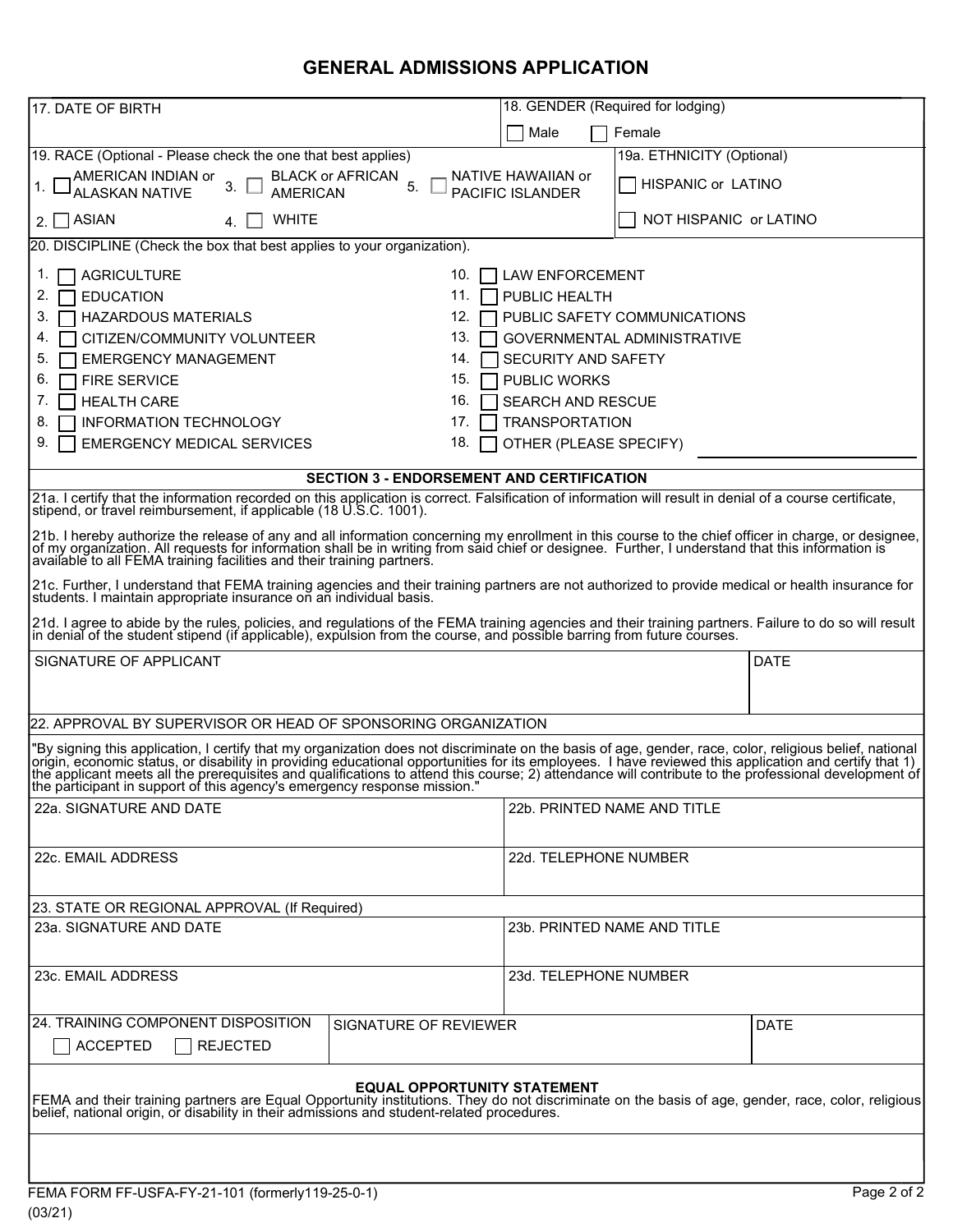# GENERAL ADMISSIONS APPLICATION

| 17. DATE OF BIRTH | 18. GENDER (Required for lodging) ☐ Male ☐ Female |
|---|---|

**19. RACE** (Optional - Please check the one that best applies)

1. ☐ AMERICAN INDIAN or ALASKAN NATIVE
2. ☐ ASIAN
3. ☐ BLACK or AFRICAN AMERICAN
4. ☐ WHITE
5. ☐ NATIVE HAWAIIAN or PACIFIC ISLANDER

**19a. ETHNICITY** (Optional)

☐ HISPANIC or LATINO

☐ NOT HISPANIC or LATINO

**20. DISCIPLINE** (Check the box that best applies to your organization).

1. ☐ AGRICULTURE
2. ☐ EDUCATION
3. ☐ HAZARDOUS MATERIALS
4. ☐ CITIZEN/COMMUNITY VOLUNTEER
5. ☐ EMERGENCY MANAGEMENT
6. ☐ FIRE SERVICE
7. ☐ HEALTH CARE
8. ☐ INFORMATION TECHNOLOGY
9. ☐ EMERGENCY MEDICAL SERVICES
10. ☐ LAW ENFORCEMENT
11. ☐ PUBLIC HEALTH
12. ☐ PUBLIC SAFETY COMMUNICATIONS
13. ☐ GOVERNMENTAL ADMINISTRATIVE
14. ☐ SECURITY AND SAFETY
15. ☐ PUBLIC WORKS
16. ☐ SEARCH AND RESCUE
17. ☐ TRANSPORTATION
18. ☐ OTHER (PLEASE SPECIFY) ____________

## SECTION 3 - ENDORSEMENT AND CERTIFICATION

21a. I certify that the information recorded on this application is correct. Falsification of information will result in denial of a course certificate, stipend, or travel reimbursement, if applicable (18 U.S.C. 1001).

21b. I hereby authorize the release of any and all information concerning my enrollment in this course to the chief officer in charge, or designee, of my organization. All requests for information shall be in writing from said chief or designee. Further, I understand that this information is available to all FEMA training facilities and their training partners.

21c. Further, I understand that FEMA training agencies and their training partners are not authorized to provide medical or health insurance for students. I maintain appropriate insurance on an individual basis.

21d. I agree to abide by the rules, policies, and regulations of the FEMA training agencies and their training partners. Failure to do so will result in denial of the student stipend (if applicable), expulsion from the course, and possible barring from future courses.

| SIGNATURE OF APPLICANT | DATE |
|---|---|

**22. APPROVAL BY SUPERVISOR OR HEAD OF SPONSORING ORGANIZATION**

"By signing this application, I certify that my organization does not discriminate on the basis of age, gender, race, color, religious belief, national origin, economic status, or disability in providing educational opportunities for its employees. I have reviewed this application and certify that 1) the applicant meets all the prerequisites and qualifications to attend this course; 2) attendance will contribute to the professional development of the participant in support of this agency's emergency response mission."

| 22a. SIGNATURE AND DATE | 22b. PRINTED NAME AND TITLE |
|---|---|
| 22c. EMAIL ADDRESS | 22d. TELEPHONE NUMBER |

**23. STATE OR REGIONAL APPROVAL** (If Required)

| 23a. SIGNATURE AND DATE | 23b. PRINTED NAME AND TITLE |
|---|---|
| 23c. EMAIL ADDRESS | 23d. TELEPHONE NUMBER |

| 24. TRAINING COMPONENT DISPOSITION ☐ ACCEPTED ☐ REJECTED | SIGNATURE OF REVIEWER | DATE |
|---|---|---|

**EQUAL OPPORTUNITY STATEMENT**

FEMA and their training partners are Equal Opportunity institutions. They do not discriminate on the basis of age, gender, race, color, religious belief, national origin, or disability in their admissions and student-related procedures.

FEMA FORM FF-USFA-FY-21-101 (formerly119-25-0-1)
(03/21)